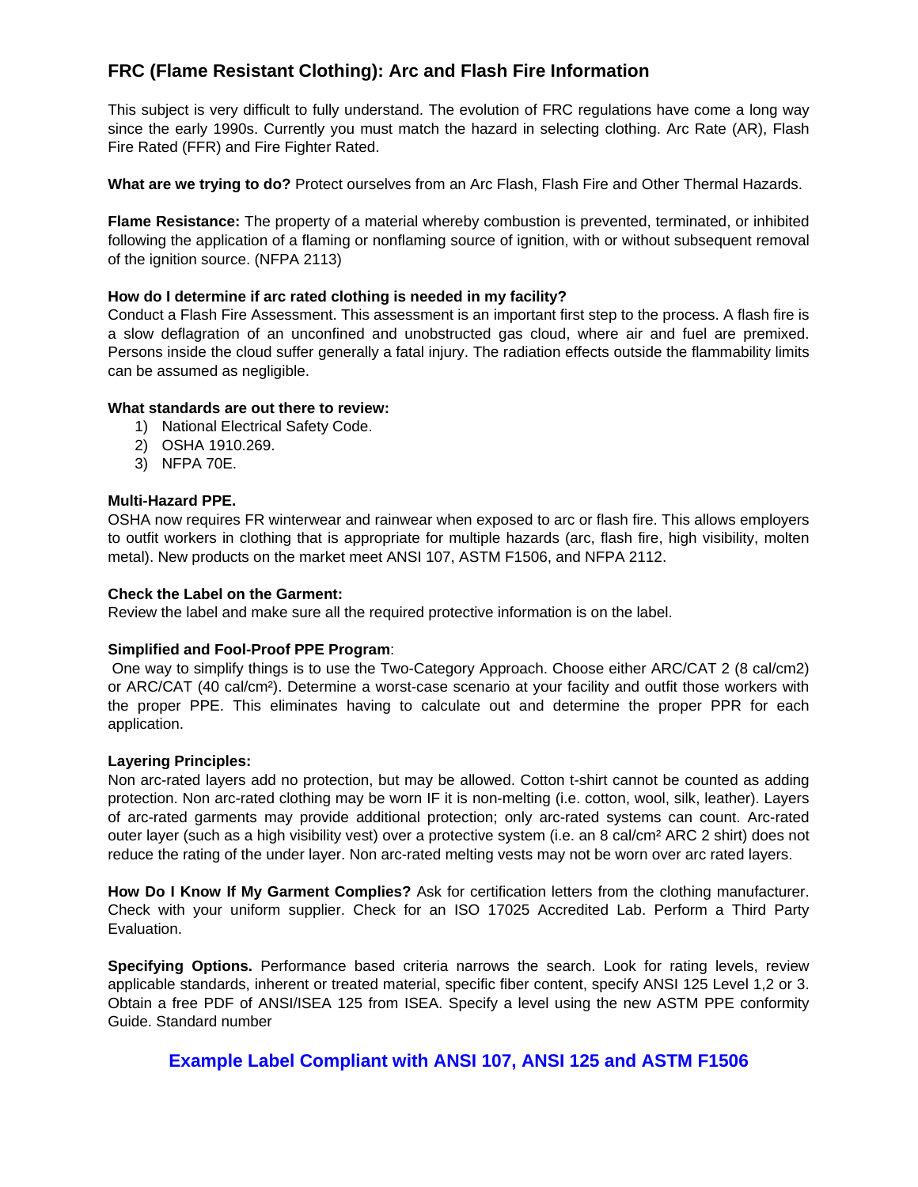# FRC (Flame Resistant Clothing): Arc and Flash Fire Information

This subject is very difficult to fully understand. The evolution of FRC regulations have come a long way since the early 1990s. Currently you must match the hazard in selecting clothing. Arc Rate (AR), Flash Fire Rated (FFR) and Fire Fighter Rated.

**What are we trying to do?** Protect ourselves from an Arc Flash, Flash Fire and Other Thermal Hazards.

**Flame Resistance:** The property of a material whereby combustion is prevented, terminated, or inhibited following the application of a flaming or nonflaming source of ignition, with or without subsequent removal of the ignition source. (NFPA 2113)

**How do I determine if arc rated clothing is needed in my facility?**
Conduct a Flash Fire Assessment. This assessment is an important first step to the process. A flash fire is a slow deflagration of an unconfined and unobstructed gas cloud, where air and fuel are premixed. Persons inside the cloud suffer generally a fatal injury. The radiation effects outside the flammability limits can be assumed as negligible.

**What standards are out there to review:**

1) National Electrical Safety Code.
2) OSHA 1910.269.
3) NFPA 70E.

**Multi-Hazard PPE.**
OSHA now requires FR winterwear and rainwear when exposed to arc or flash fire. This allows employers to outfit workers in clothing that is appropriate for multiple hazards (arc, flash fire, high visibility, molten metal). New products on the market meet ANSI 107, ASTM F1506, and NFPA 2112.

**Check the Label on the Garment:**
Review the label and make sure all the required protective information is on the label.

**Simplified and Fool-Proof PPE Program**:
One way to simplify things is to use the Two-Category Approach. Choose either ARC/CAT 2 (8 cal/cm2) or ARC/CAT (40 cal/cm²). Determine a worst-case scenario at your facility and outfit those workers with the proper PPE. This eliminates having to calculate out and determine the proper PPR for each application.

**Layering Principles:**
Non arc-rated layers add no protection, but may be allowed. Cotton t-shirt cannot be counted as adding protection. Non arc-rated clothing may be worn IF it is non-melting (i.e. cotton, wool, silk, leather). Layers of arc-rated garments may provide additional protection; only arc-rated systems can count. Arc-rated outer layer (such as a high visibility vest) over a protective system (i.e. an 8 cal/cm² ARC 2 shirt) does not reduce the rating of the under layer. Non arc-rated melting vests may not be worn over arc rated layers.

**How Do I Know If My Garment Complies?** Ask for certification letters from the clothing manufacturer. Check with your uniform supplier. Check for an ISO 17025 Accredited Lab. Perform a Third Party Evaluation.

**Specifying Options.** Performance based criteria narrows the search. Look for rating levels, review applicable standards, inherent or treated material, specific fiber content, specify ANSI 125 Level 1,2 or 3. Obtain a free PDF of ANSI/ISEA 125 from ISEA. Specify a level using the new ASTM PPE conformity Guide. Standard number

## Example Label Compliant with ANSI 107, ANSI 125 and ASTM F1506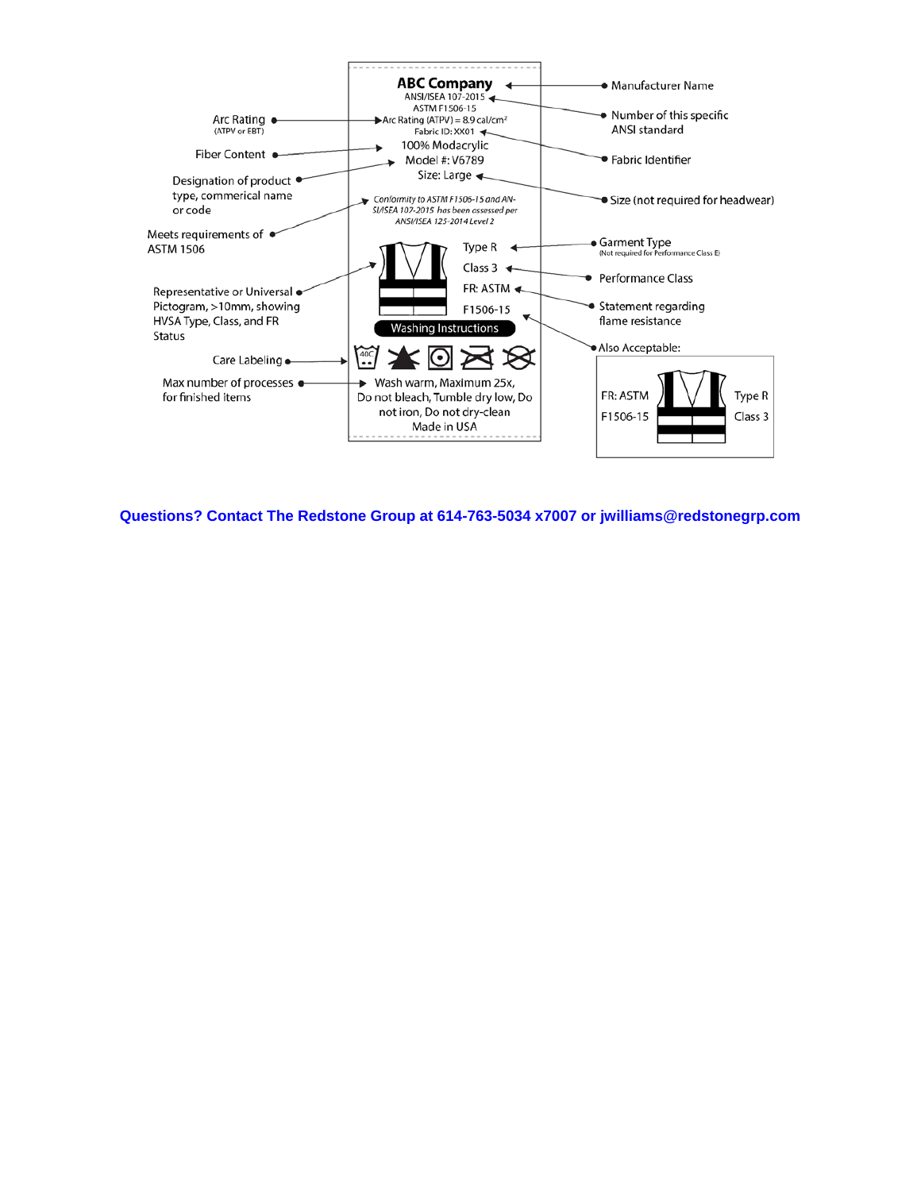ABC Company
ANSI/ISEA 107-2015
ASTM F1506-15
Arc Rating (ATPV) = 8.9 cal/cm²
Fabric ID: XX01
100% Modacrylic
Model #: V6789
Size: Large

*Conformity to ASTM F1506-15 and ANSI/ISEA 107-2015 has been assessed per ANSI/ISEA 125-2014 Level 2*

Type R
Class 3
FR: ASTM
F1506-15

Washing Instructions

40C

Wash warm, Maximum 25x, Do not bleach, Tumble dry low, Do not iron, Do not dry-clean
Made in USA

Manufacturer Name

Number of this specific ANSI standard

Fabric Identifier

Size (not required for headwear)

Garment Type
(Not required for Performance Class E)

Performance Class

Statement regarding flame resistance

Also Acceptable:

FR: ASTM
F1506-15
Type R
Class 3

Arc Rating
(ATPV or EBT)

Fiber Content

Designation of product type, commerical name or code

Meets requirements of ASTM 1506

Representative or Universal Pictogram, >10mm, showing HVSA Type, Class, and FR Status

Care Labeling

Max number of processes for finished items

**Questions? Contact The Redstone Group at 614-763-5034 x7007 or jwilliams@redstonegrp.com**